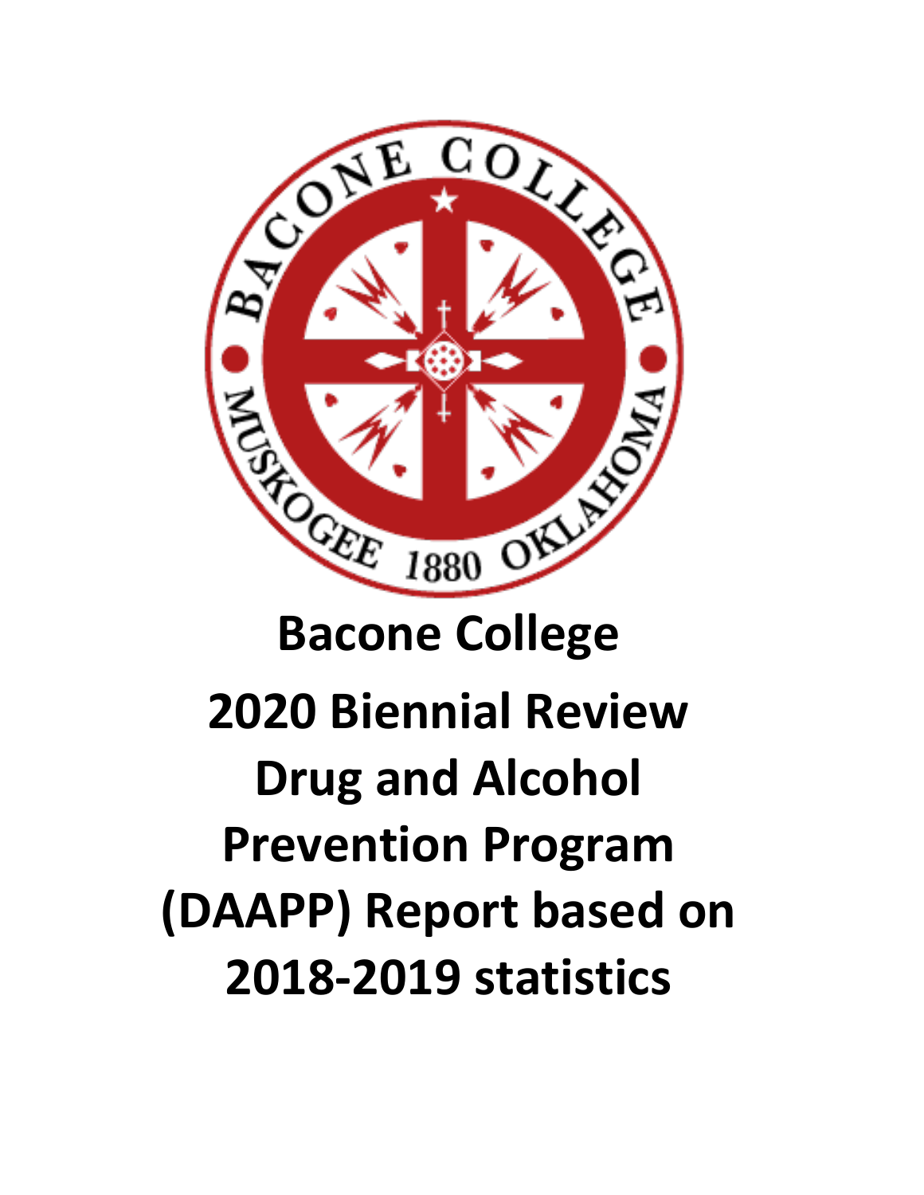# Bacone College

# 2020 Biennial Review Drug and Alcohol Prevention Program (DAAPP) Report based on 2018-2019 statistics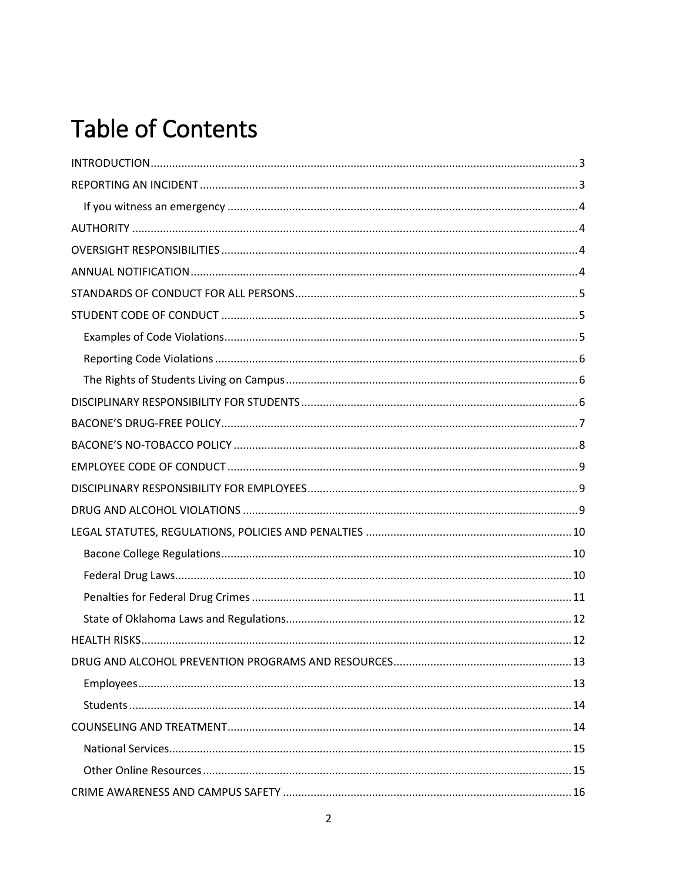# Table of Contents

INTRODUCTION........................................................................................................................................3

REPORTING AN INCIDENT.........................................................................................................................3

- If you witness an emergency ................................................................................................................4

AUTHORITY ...............................................................................................................................................4

OVERSIGHT RESPONSIBILITIES..................................................................................................................4

ANNUAL NOTIFICATION............................................................................................................................4

STANDARDS OF CONDUCT FOR ALL PERSONS...........................................................................................5

STUDENT CODE OF CONDUCT ..................................................................................................................5

- Examples of Code Violations.................................................................................................................5
- Reporting Code Violations ....................................................................................................................6
- The Rights of Students Living on Campus..............................................................................................6

DISCIPLINARY RESPONSIBILITY FOR STUDENTS.........................................................................................6

BACONE'S DRUG-FREE POLICY...................................................................................................................7

BACONE'S NO-TOBACCO POLICY ..............................................................................................................8

EMPLOYEE CODE OF CONDUCT ................................................................................................................9

DISCIPLINARY RESPONSIBILITY FOR EMPLOYEES.......................................................................................9

DRUG AND ALCOHOL VIOLATIONS ...........................................................................................................9

LEGAL STATUTES, REGULATIONS, POLICIES AND PENALTIES ..................................................................10

- Bacone College Regulations................................................................................................................10
- Federal Drug Laws...............................................................................................................................10
- Penalties for Federal Drug Crimes .......................................................................................................11
- State of Oklahoma Laws and Regulations............................................................................................12

HEALTH RISKS..........................................................................................................................................12

DRUG AND ALCOHOL PREVENTION PROGRAMS AND RESOURCES.........................................................13

- Employees...........................................................................................................................................13
- Students ..............................................................................................................................................14

COUNSELING AND TREATMENT...............................................................................................................14

- National Services.................................................................................................................................15
- Other Online Resources.......................................................................................................................15

CRIME AWARENESS AND CAMPUS SAFETY ............................................................................................16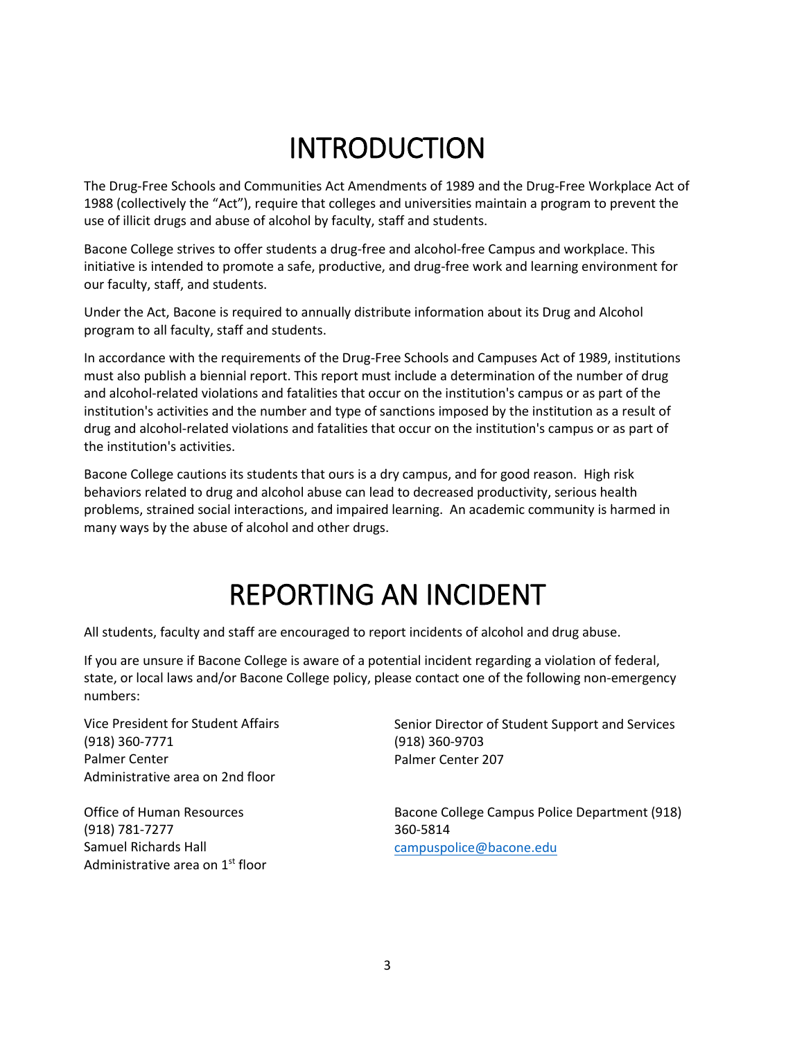# INTRODUCTION

The Drug-Free Schools and Communities Act Amendments of 1989 and the Drug-Free Workplace Act of 1988 (collectively the "Act"), require that colleges and universities maintain a program to prevent the use of illicit drugs and abuse of alcohol by faculty, staff and students.

Bacone College strives to offer students a drug-free and alcohol-free Campus and workplace. This initiative is intended to promote a safe, productive, and drug-free work and learning environment for our faculty, staff, and students.

Under the Act, Bacone is required to annually distribute information about its Drug and Alcohol program to all faculty, staff and students.

In accordance with the requirements of the Drug-Free Schools and Campuses Act of 1989, institutions must also publish a biennial report. This report must include a determination of the number of drug and alcohol-related violations and fatalities that occur on the institution's campus or as part of the institution's activities and the number and type of sanctions imposed by the institution as a result of drug and alcohol-related violations and fatalities that occur on the institution's campus or as part of the institution's activities.

Bacone College cautions its students that ours is a dry campus, and for good reason. High risk behaviors related to drug and alcohol abuse can lead to decreased productivity, serious health problems, strained social interactions, and impaired learning. An academic community is harmed in many ways by the abuse of alcohol and other drugs.

# REPORTING AN INCIDENT

All students, faculty and staff are encouraged to report incidents of alcohol and drug abuse.

If you are unsure if Bacone College is aware of a potential incident regarding a violation of federal, state, or local laws and/or Bacone College policy, please contact one of the following non-emergency numbers:

Vice President for Student Affairs
(918) 360-7771
Palmer Center
Administrative area on 2nd floor

Senior Director of Student Support and Services
(918) 360-9703
Palmer Center 207

Office of Human Resources
(918) 781-7277
Samuel Richards Hall
Administrative area on 1st floor

Bacone College Campus Police Department (918) 360-5814
campuspolice@bacone.edu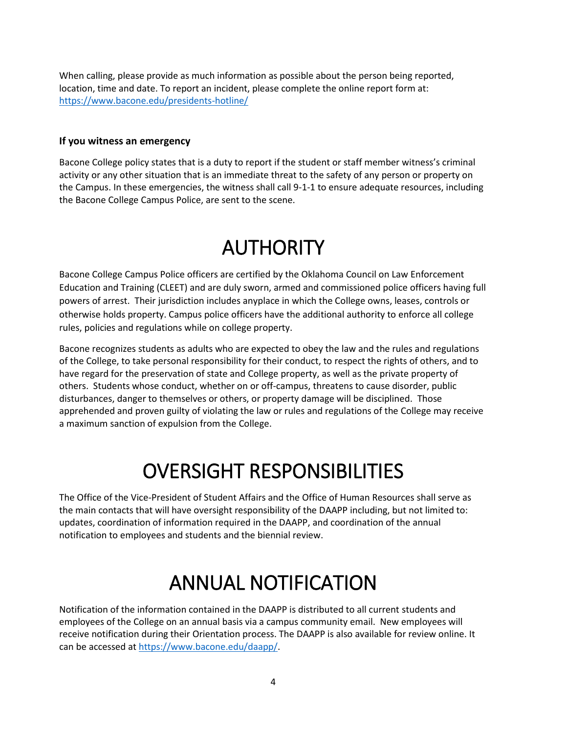When calling, please provide as much information as possible about the person being reported, location, time and date. To report an incident, please complete the online report form at: https://www.bacone.edu/presidents-hotline/

### If you witness an emergency

Bacone College policy states that is a duty to report if the student or staff member witness's criminal activity or any other situation that is an immediate threat to the safety of any person or property on the Campus. In these emergencies, the witness shall call 9-1-1 to ensure adequate resources, including the Bacone College Campus Police, are sent to the scene.

# AUTHORITY

Bacone College Campus Police officers are certified by the Oklahoma Council on Law Enforcement Education and Training (CLEET) and are duly sworn, armed and commissioned police officers having full powers of arrest. Their jurisdiction includes anyplace in which the College owns, leases, controls or otherwise holds property. Campus police officers have the additional authority to enforce all college rules, policies and regulations while on college property.

Bacone recognizes students as adults who are expected to obey the law and the rules and regulations of the College, to take personal responsibility for their conduct, to respect the rights of others, and to have regard for the preservation of state and College property, as well as the private property of others. Students whose conduct, whether on or off-campus, threatens to cause disorder, public disturbances, danger to themselves or others, or property damage will be disciplined. Those apprehended and proven guilty of violating the law or rules and regulations of the College may receive a maximum sanction of expulsion from the College.

# OVERSIGHT RESPONSIBILITIES

The Office of the Vice-President of Student Affairs and the Office of Human Resources shall serve as the main contacts that will have oversight responsibility of the DAAPP including, but not limited to: updates, coordination of information required in the DAAPP, and coordination of the annual notification to employees and students and the biennial review.

# ANNUAL NOTIFICATION

Notification of the information contained in the DAAPP is distributed to all current students and employees of the College on an annual basis via a campus community email. New employees will receive notification during their Orientation process. The DAAPP is also available for review online. It can be accessed at https://www.bacone.edu/daapp/.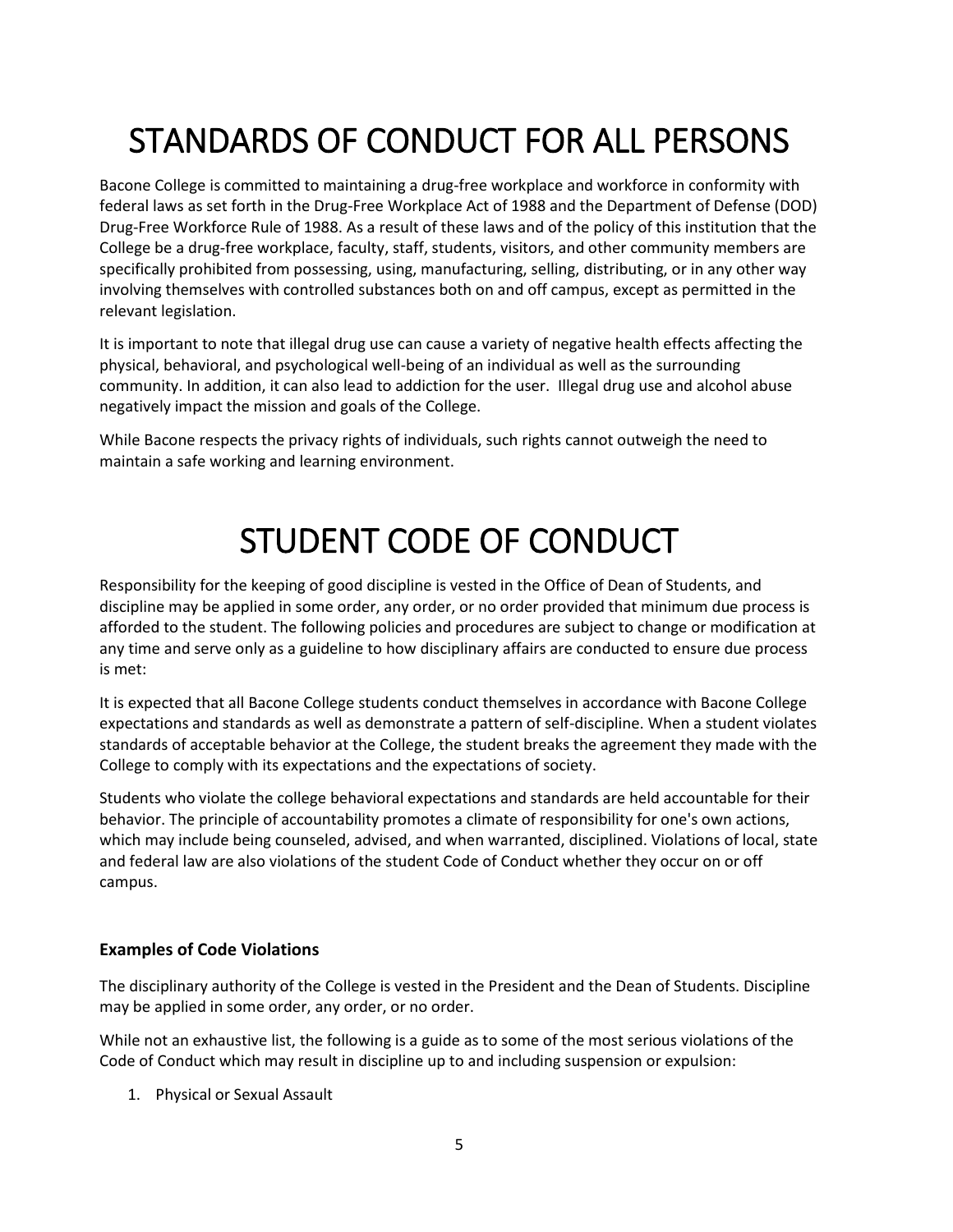# STANDARDS OF CONDUCT FOR ALL PERSONS

Bacone College is committed to maintaining a drug-free workplace and workforce in conformity with federal laws as set forth in the Drug-Free Workplace Act of 1988 and the Department of Defense (DOD) Drug-Free Workforce Rule of 1988. As a result of these laws and of the policy of this institution that the College be a drug-free workplace, faculty, staff, students, visitors, and other community members are specifically prohibited from possessing, using, manufacturing, selling, distributing, or in any other way involving themselves with controlled substances both on and off campus, except as permitted in the relevant legislation.

It is important to note that illegal drug use can cause a variety of negative health effects affecting the physical, behavioral, and psychological well-being of an individual as well as the surrounding community. In addition, it can also lead to addiction for the user. Illegal drug use and alcohol abuse negatively impact the mission and goals of the College.

While Bacone respects the privacy rights of individuals, such rights cannot outweigh the need to maintain a safe working and learning environment.

# STUDENT CODE OF CONDUCT

Responsibility for the keeping of good discipline is vested in the Office of Dean of Students, and discipline may be applied in some order, any order, or no order provided that minimum due process is afforded to the student. The following policies and procedures are subject to change or modification at any time and serve only as a guideline to how disciplinary affairs are conducted to ensure due process is met:

It is expected that all Bacone College students conduct themselves in accordance with Bacone College expectations and standards as well as demonstrate a pattern of self-discipline. When a student violates standards of acceptable behavior at the College, the student breaks the agreement they made with the College to comply with its expectations and the expectations of society.

Students who violate the college behavioral expectations and standards are held accountable for their behavior. The principle of accountability promotes a climate of responsibility for one's own actions, which may include being counseled, advised, and when warranted, disciplined. Violations of local, state and federal law are also violations of the student Code of Conduct whether they occur on or off campus.

### Examples of Code Violations

The disciplinary authority of the College is vested in the President and the Dean of Students. Discipline may be applied in some order, any order, or no order.

While not an exhaustive list, the following is a guide as to some of the most serious violations of the Code of Conduct which may result in discipline up to and including suspension or expulsion:

1. Physical or Sexual Assault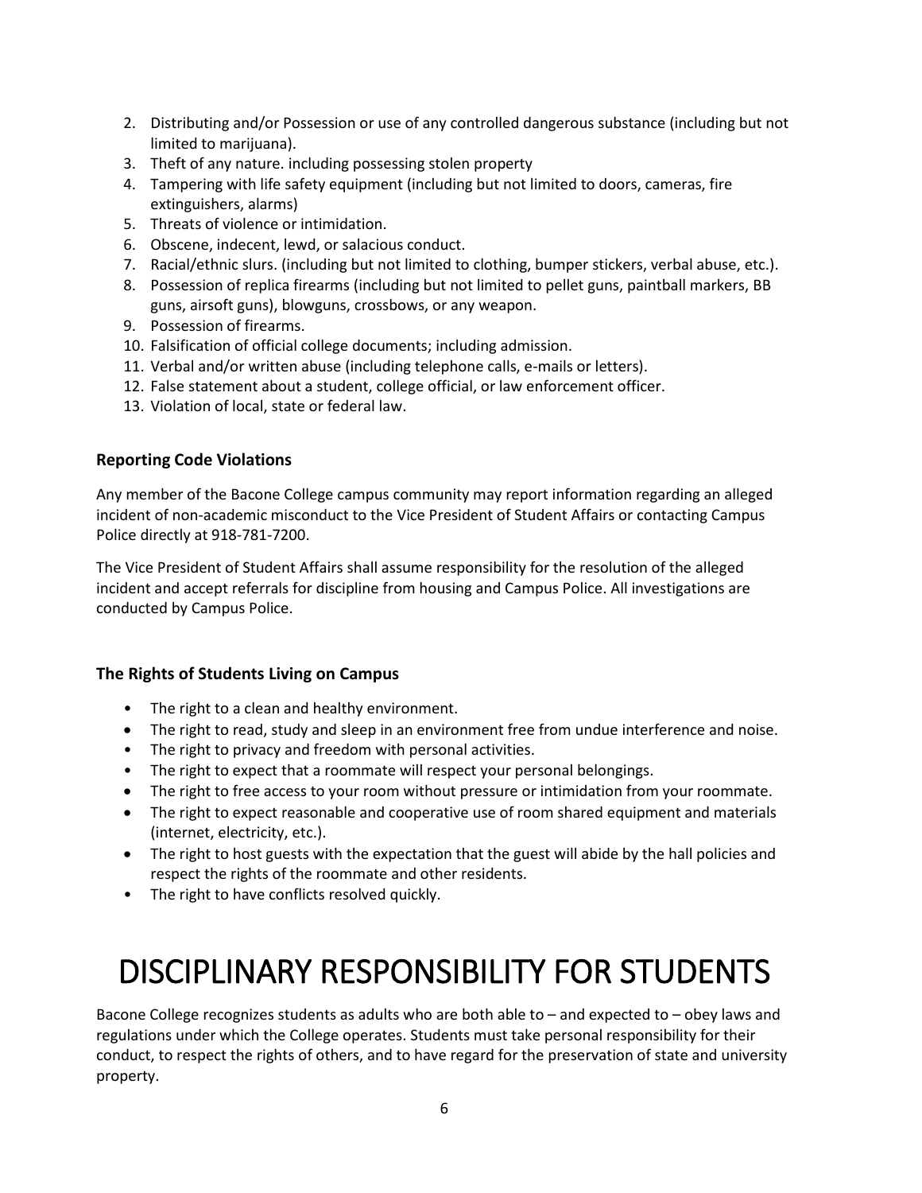2. Distributing and/or Possession or use of any controlled dangerous substance (including but not limited to marijuana).
3. Theft of any nature. including possessing stolen property
4. Tampering with life safety equipment (including but not limited to doors, cameras, fire extinguishers, alarms)
5. Threats of violence or intimidation.
6. Obscene, indecent, lewd, or salacious conduct.
7. Racial/ethnic slurs. (including but not limited to clothing, bumper stickers, verbal abuse, etc.).
8. Possession of replica firearms (including but not limited to pellet guns, paintball markers, BB guns, airsoft guns), blowguns, crossbows, or any weapon.
9. Possession of firearms.
10. Falsification of official college documents; including admission.
11. Verbal and/or written abuse (including telephone calls, e-mails or letters).
12. False statement about a student, college official, or law enforcement officer.
13. Violation of local, state or federal law.

### Reporting Code Violations

Any member of the Bacone College campus community may report information regarding an alleged incident of non-academic misconduct to the Vice President of Student Affairs or contacting Campus Police directly at 918-781-7200.

The Vice President of Student Affairs shall assume responsibility for the resolution of the alleged incident and accept referrals for discipline from housing and Campus Police. All investigations are conducted by Campus Police.

### The Rights of Students Living on Campus

- The right to a clean and healthy environment.
- The right to read, study and sleep in an environment free from undue interference and noise.
- The right to privacy and freedom with personal activities.
- The right to expect that a roommate will respect your personal belongings.
- The right to free access to your room without pressure or intimidation from your roommate.
- The right to expect reasonable and cooperative use of room shared equipment and materials (internet, electricity, etc.).
- The right to host guests with the expectation that the guest will abide by the hall policies and respect the rights of the roommate and other residents.
- The right to have conflicts resolved quickly.

# DISCIPLINARY RESPONSIBILITY FOR STUDENTS

Bacone College recognizes students as adults who are both able to – and expected to – obey laws and regulations under which the College operates. Students must take personal responsibility for their conduct, to respect the rights of others, and to have regard for the preservation of state and university property.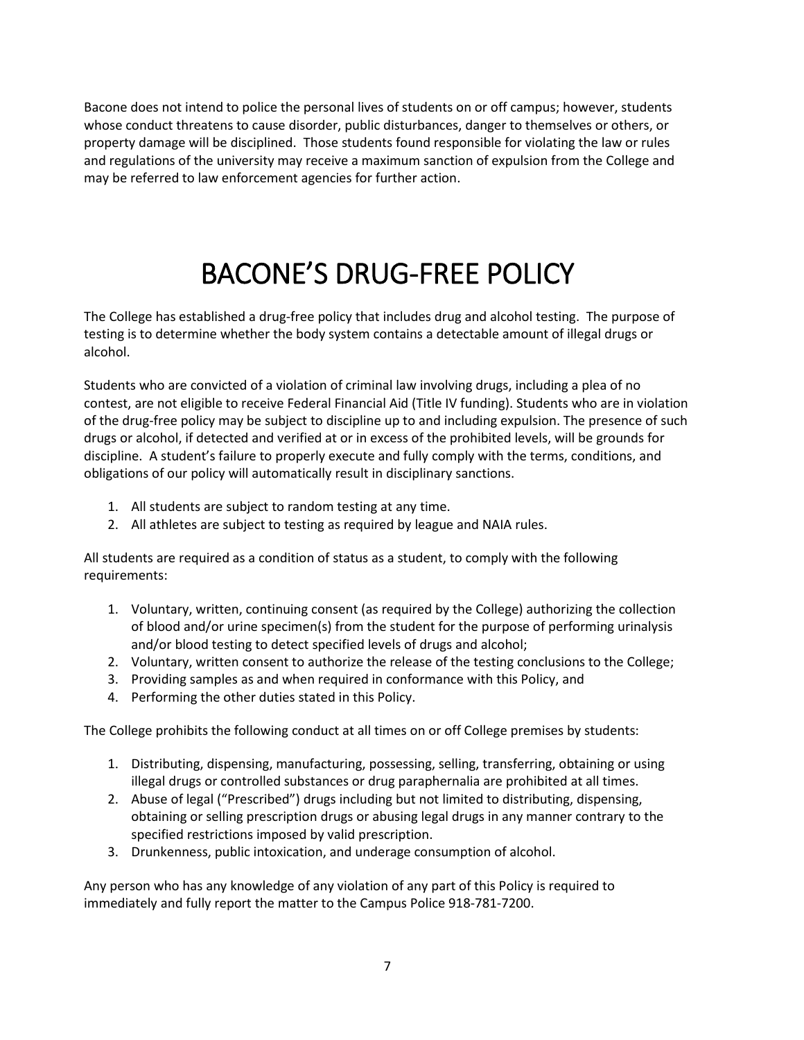Bacone does not intend to police the personal lives of students on or off campus; however, students whose conduct threatens to cause disorder, public disturbances, danger to themselves or others, or property damage will be disciplined. Those students found responsible for violating the law or rules and regulations of the university may receive a maximum sanction of expulsion from the College and may be referred to law enforcement agencies for further action.

# BACONE'S DRUG-FREE POLICY

The College has established a drug-free policy that includes drug and alcohol testing. The purpose of testing is to determine whether the body system contains a detectable amount of illegal drugs or alcohol.

Students who are convicted of a violation of criminal law involving drugs, including a plea of no contest, are not eligible to receive Federal Financial Aid (Title IV funding). Students who are in violation of the drug-free policy may be subject to discipline up to and including expulsion. The presence of such drugs or alcohol, if detected and verified at or in excess of the prohibited levels, will be grounds for discipline. A student's failure to properly execute and fully comply with the terms, conditions, and obligations of our policy will automatically result in disciplinary sanctions.

1. All students are subject to random testing at any time.
2. All athletes are subject to testing as required by league and NAIA rules.

All students are required as a condition of status as a student, to comply with the following requirements:

1. Voluntary, written, continuing consent (as required by the College) authorizing the collection of blood and/or urine specimen(s) from the student for the purpose of performing urinalysis and/or blood testing to detect specified levels of drugs and alcohol;
2. Voluntary, written consent to authorize the release of the testing conclusions to the College;
3. Providing samples as and when required in conformance with this Policy, and
4. Performing the other duties stated in this Policy.

The College prohibits the following conduct at all times on or off College premises by students:

1. Distributing, dispensing, manufacturing, possessing, selling, transferring, obtaining or using illegal drugs or controlled substances or drug paraphernalia are prohibited at all times.
2. Abuse of legal ("Prescribed") drugs including but not limited to distributing, dispensing, obtaining or selling prescription drugs or abusing legal drugs in any manner contrary to the specified restrictions imposed by valid prescription.
3. Drunkenness, public intoxication, and underage consumption of alcohol.

Any person who has any knowledge of any violation of any part of this Policy is required to immediately and fully report the matter to the Campus Police 918-781-7200.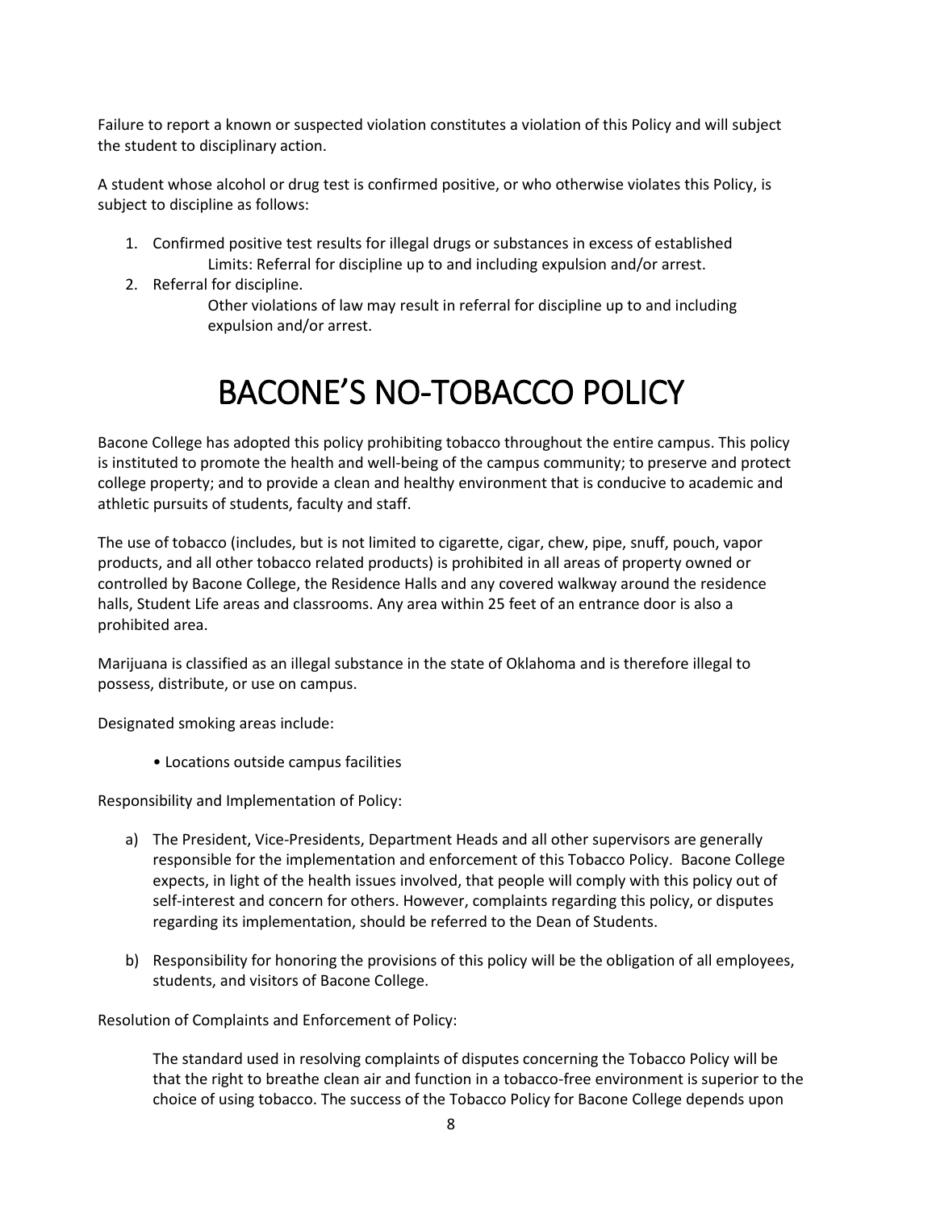Failure to report a known or suspected violation constitutes a violation of this Policy and will subject the student to disciplinary action.

A student whose alcohol or drug test is confirmed positive, or who otherwise violates this Policy, is subject to discipline as follows:

1. Confirmed positive test results for illegal drugs or substances in excess of established Limits: Referral for discipline up to and including expulsion and/or arrest.
2. Referral for discipline.
   Other violations of law may result in referral for discipline up to and including expulsion and/or arrest.

# BACONE'S NO-TOBACCO POLICY

Bacone College has adopted this policy prohibiting tobacco throughout the entire campus. This policy is instituted to promote the health and well-being of the campus community; to preserve and protect college property; and to provide a clean and healthy environment that is conducive to academic and athletic pursuits of students, faculty and staff.

The use of tobacco (includes, but is not limited to cigarette, cigar, chew, pipe, snuff, pouch, vapor products, and all other tobacco related products) is prohibited in all areas of property owned or controlled by Bacone College, the Residence Halls and any covered walkway around the residence halls, Student Life areas and classrooms. Any area within 25 feet of an entrance door is also a prohibited area.

Marijuana is classified as an illegal substance in the state of Oklahoma and is therefore illegal to possess, distribute, or use on campus.

Designated smoking areas include:

- Locations outside campus facilities

Responsibility and Implementation of Policy:

a) The President, Vice-Presidents, Department Heads and all other supervisors are generally responsible for the implementation and enforcement of this Tobacco Policy. Bacone College expects, in light of the health issues involved, that people will comply with this policy out of self-interest and concern for others. However, complaints regarding this policy, or disputes regarding its implementation, should be referred to the Dean of Students.

b) Responsibility for honoring the provisions of this policy will be the obligation of all employees, students, and visitors of Bacone College.

Resolution of Complaints and Enforcement of Policy:

The standard used in resolving complaints of disputes concerning the Tobacco Policy will be that the right to breathe clean air and function in a tobacco-free environment is superior to the choice of using tobacco. The success of the Tobacco Policy for Bacone College depends upon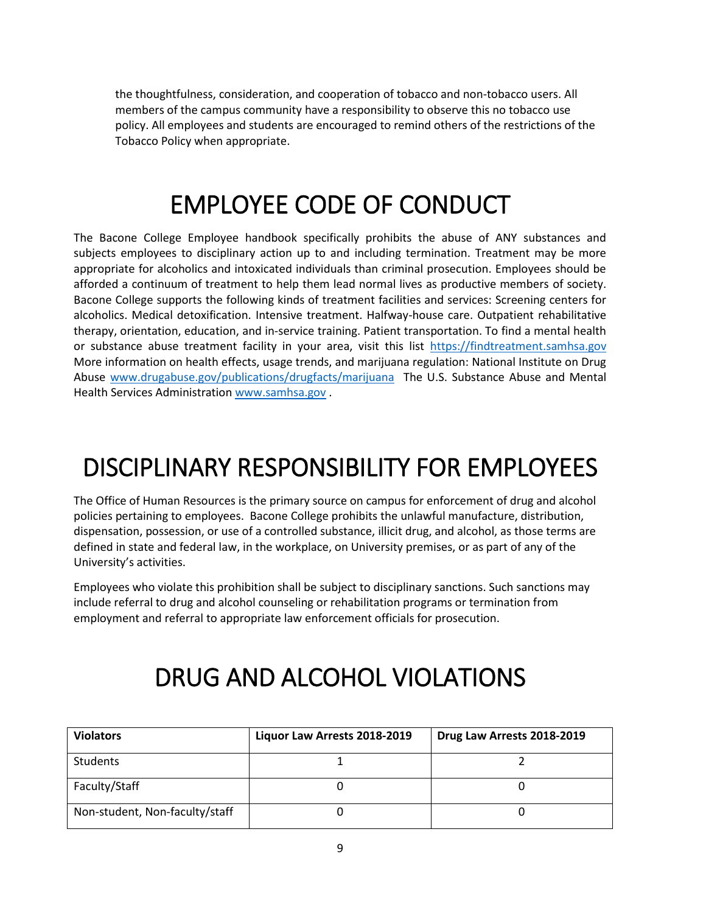the thoughtfulness, consideration, and cooperation of tobacco and non-tobacco users. All members of the campus community have a responsibility to observe this no tobacco use policy. All employees and students are encouraged to remind others of the restrictions of the Tobacco Policy when appropriate.

# EMPLOYEE CODE OF CONDUCT

The Bacone College Employee handbook specifically prohibits the abuse of ANY substances and subjects employees to disciplinary action up to and including termination. Treatment may be more appropriate for alcoholics and intoxicated individuals than criminal prosecution. Employees should be afforded a continuum of treatment to help them lead normal lives as productive members of society. Bacone College supports the following kinds of treatment facilities and services: Screening centers for alcoholics. Medical detoxification. Intensive treatment. Halfway-house care. Outpatient rehabilitative therapy, orientation, education, and in-service training. Patient transportation. To find a mental health or substance abuse treatment facility in your area, visit this list https://findtreatment.samhsa.gov More information on health effects, usage trends, and marijuana regulation: National Institute on Drug Abuse www.drugabuse.gov/publications/drugfacts/marijuana The U.S. Substance Abuse and Mental Health Services Administration www.samhsa.gov .

# DISCIPLINARY RESPONSIBILITY FOR EMPLOYEES

The Office of Human Resources is the primary source on campus for enforcement of drug and alcohol policies pertaining to employees. Bacone College prohibits the unlawful manufacture, distribution, dispensation, possession, or use of a controlled substance, illicit drug, and alcohol, as those terms are defined in state and federal law, in the workplace, on University premises, or as part of any of the University's activities.

Employees who violate this prohibition shall be subject to disciplinary sanctions. Such sanctions may include referral to drug and alcohol counseling or rehabilitation programs or termination from employment and referral to appropriate law enforcement officials for prosecution.

# DRUG AND ALCOHOL VIOLATIONS

| Violators | Liquor Law Arrests 2018-2019 | Drug Law Arrests 2018-2019 |
|---|---|---|
| Students | 1 | 2 |
| Faculty/Staff | 0 | 0 |
| Non-student, Non-faculty/staff | 0 | 0 |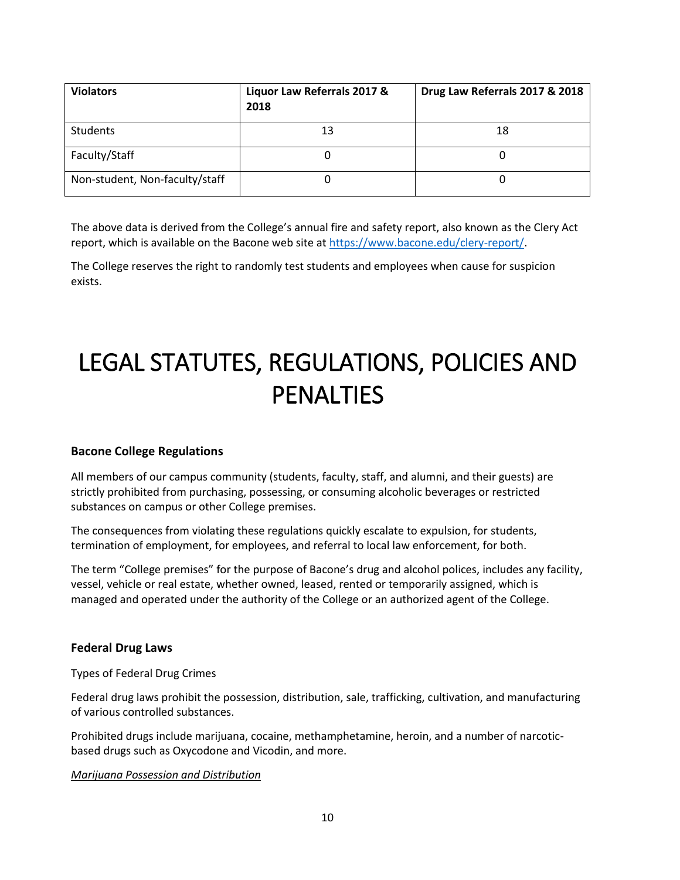| Violators | Liquor Law Referrals 2017 & 2018 | Drug Law Referrals 2017 & 2018 |
|---|---|---|
| Students | 13 | 18 |
| Faculty/Staff | 0 | 0 |
| Non-student, Non-faculty/staff | 0 | 0 |

The above data is derived from the College's annual fire and safety report, also known as the Clery Act report, which is available on the Bacone web site at [https://www.bacone.edu/clery-report/](https://www.bacone.edu/clery-report/).

The College reserves the right to randomly test students and employees when cause for suspicion exists.

# LEGAL STATUTES, REGULATIONS, POLICIES AND PENALTIES

**Bacone College Regulations**

All members of our campus community (students, faculty, staff, and alumni, and their guests) are strictly prohibited from purchasing, possessing, or consuming alcoholic beverages or restricted substances on campus or other College premises.

The consequences from violating these regulations quickly escalate to expulsion, for students, termination of employment, for employees, and referral to local law enforcement, for both.

The term "College premises" for the purpose of Bacone's drug and alcohol polices, includes any facility, vessel, vehicle or real estate, whether owned, leased, rented or temporarily assigned, which is managed and operated under the authority of the College or an authorized agent of the College.

**Federal Drug Laws**

Types of Federal Drug Crimes

Federal drug laws prohibit the possession, distribution, sale, trafficking, cultivation, and manufacturing of various controlled substances.

Prohibited drugs include marijuana, cocaine, methamphetamine, heroin, and a number of narcotic-based drugs such as Oxycodone and Vicodin, and more.

*Marijuana Possession and Distribution*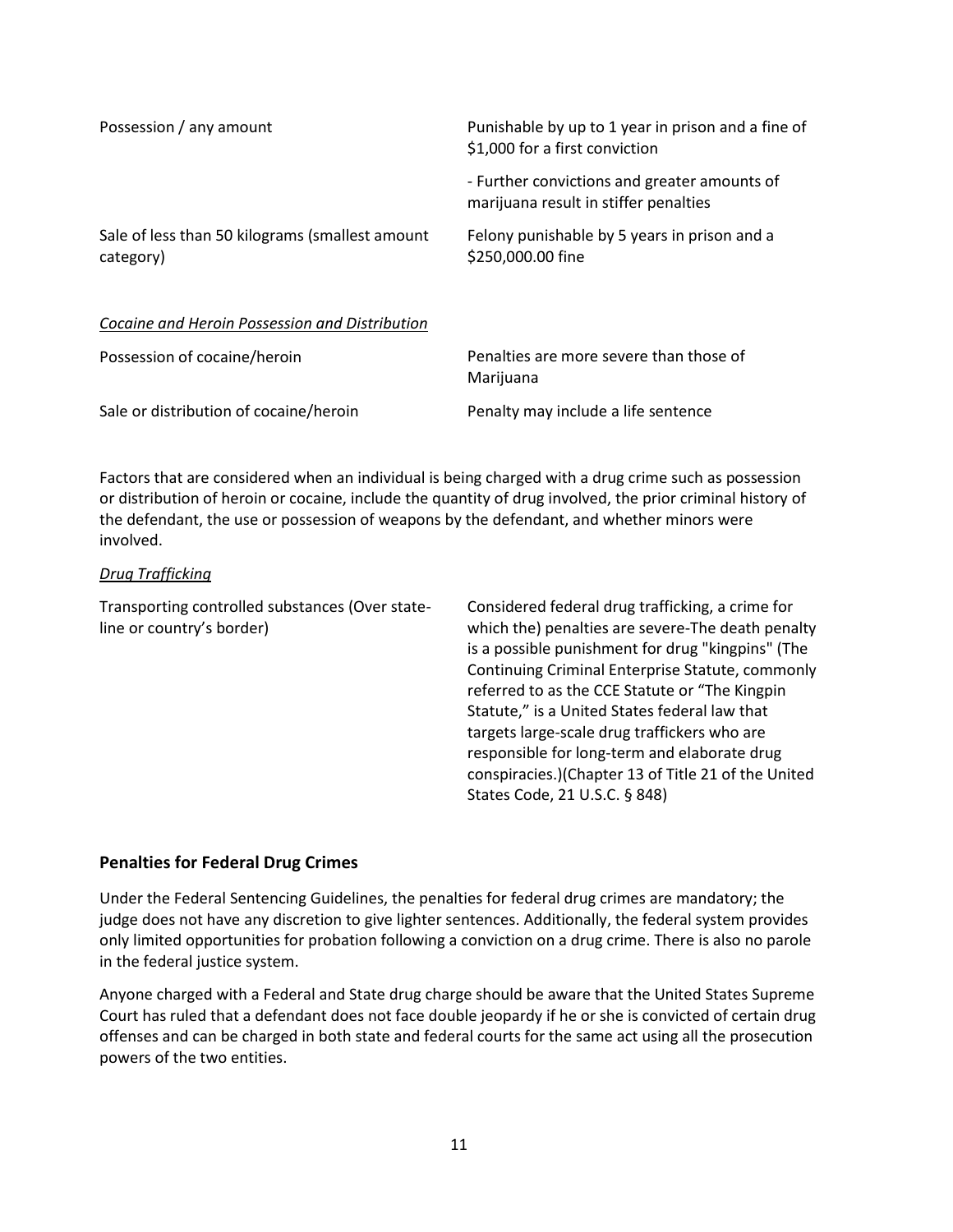| | |
|---|---|
| Possession / any amount | Punishable by up to 1 year in prison and a fine of \$1,000 for a first conviction<br><br>- Further convictions and greater amounts of marijuana result in stiffer penalties |
| Sale of less than 50 kilograms (smallest amount category) | Felony punishable by 5 years in prison and a \$250,000.00 fine |

*Cocaine and Heroin Possession and Distribution*

| | |
|---|---|
| Possession of cocaine/heroin | Penalties are more severe than those of Marijuana |
| Sale or distribution of cocaine/heroin | Penalty may include a life sentence |

Factors that are considered when an individual is being charged with a drug crime such as possession or distribution of heroin or cocaine, include the quantity of drug involved, the prior criminal history of the defendant, the use or possession of weapons by the defendant, and whether minors were involved.

*Drug Trafficking*

| | |
|---|---|
| Transporting controlled substances (Over state-line or country's border) | Considered federal drug trafficking, a crime for which the) penalties are severe-The death penalty is a possible punishment for drug "kingpins" (The Continuing Criminal Enterprise Statute, commonly referred to as the CCE Statute or "The Kingpin Statute," is a United States federal law that targets large-scale drug traffickers who are responsible for long-term and elaborate drug conspiracies.)(Chapter 13 of Title 21 of the United States Code, 21 U.S.C. § 848) |

### Penalties for Federal Drug Crimes

Under the Federal Sentencing Guidelines, the penalties for federal drug crimes are mandatory; the judge does not have any discretion to give lighter sentences. Additionally, the federal system provides only limited opportunities for probation following a conviction on a drug crime. There is also no parole in the federal justice system.

Anyone charged with a Federal and State drug charge should be aware that the United States Supreme Court has ruled that a defendant does not face double jeopardy if he or she is convicted of certain drug offenses and can be charged in both state and federal courts for the same act using all the prosecution powers of the two entities.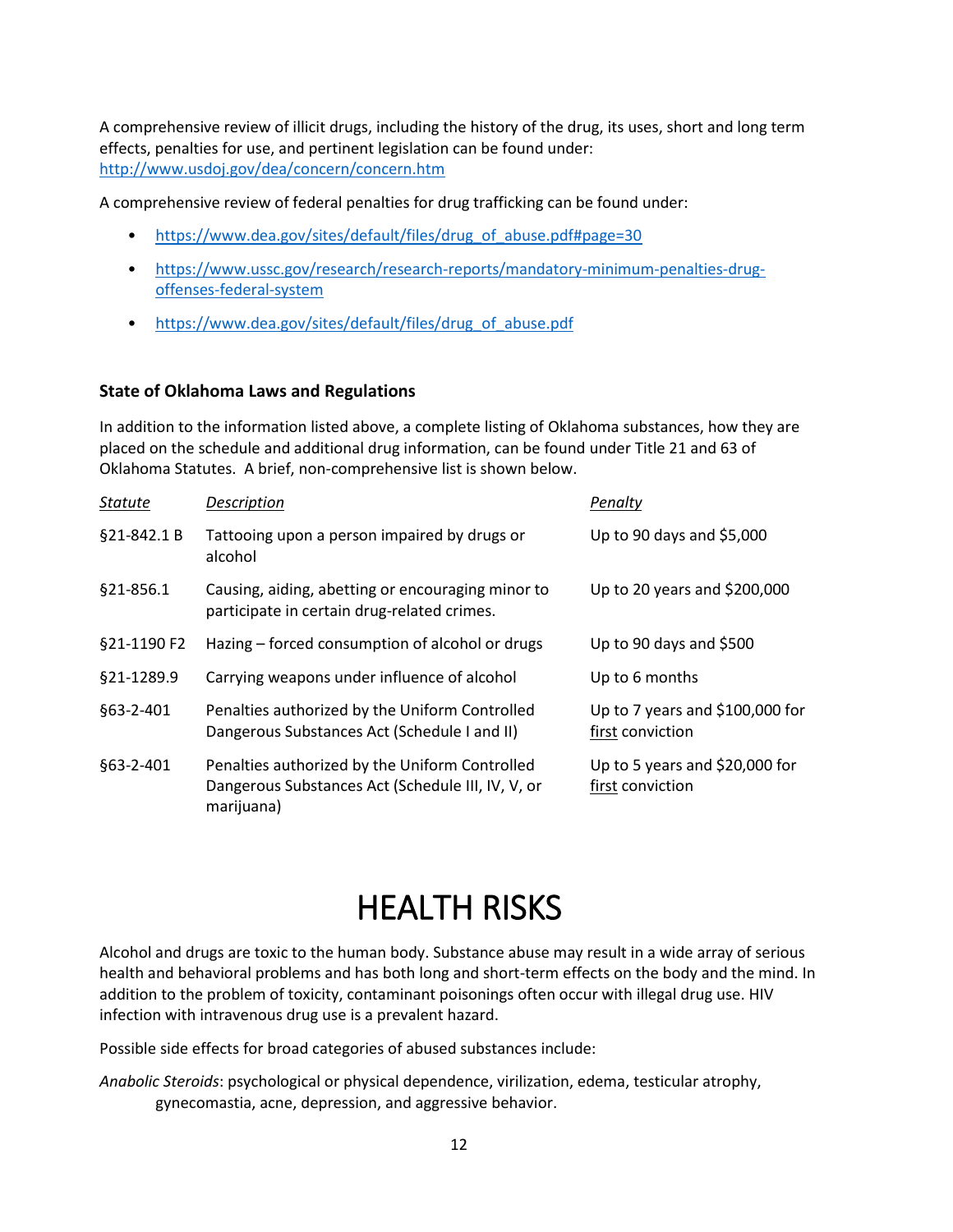A comprehensive review of illicit drugs, including the history of the drug, its uses, short and long term effects, penalties for use, and pertinent legislation can be found under: http://www.usdoj.gov/dea/concern/concern.htm

A comprehensive review of federal penalties for drug trafficking can be found under:

- https://www.dea.gov/sites/default/files/drug_of_abuse.pdf#page=30
- https://www.ussc.gov/research/research-reports/mandatory-minimum-penalties-drug-offenses-federal-system
- https://www.dea.gov/sites/default/files/drug_of_abuse.pdf

### State of Oklahoma Laws and Regulations

In addition to the information listed above, a complete listing of Oklahoma substances, how they are placed on the schedule and additional drug information, can be found under Title 21 and 63 of Oklahoma Statutes. A brief, non-comprehensive list is shown below.

| *Statute* | *Description* | *Penalty* |
|---|---|---|
| §21-842.1 B | Tattooing upon a person impaired by drugs or alcohol | Up to 90 days and $5,000 |
| §21-856.1 | Causing, aiding, abetting or encouraging minor to participate in certain drug-related crimes. | Up to 20 years and $200,000 |
| §21-1190 F2 | Hazing – forced consumption of alcohol or drugs | Up to 90 days and $500 |
| §21-1289.9 | Carrying weapons under influence of alcohol | Up to 6 months |
| §63-2-401 | Penalties authorized by the Uniform Controlled Dangerous Substances Act (Schedule I and II) | Up to 7 years and $100,000 for first conviction |
| §63-2-401 | Penalties authorized by the Uniform Controlled Dangerous Substances Act (Schedule III, IV, V, or marijuana) | Up to 5 years and $20,000 for first conviction |

# HEALTH RISKS

Alcohol and drugs are toxic to the human body. Substance abuse may result in a wide array of serious health and behavioral problems and has both long and short-term effects on the body and the mind. In addition to the problem of toxicity, contaminant poisonings often occur with illegal drug use. HIV infection with intravenous drug use is a prevalent hazard.

Possible side effects for broad categories of abused substances include:

*Anabolic Steroids*: psychological or physical dependence, virilization, edema, testicular atrophy, gynecomastia, acne, depression, and aggressive behavior.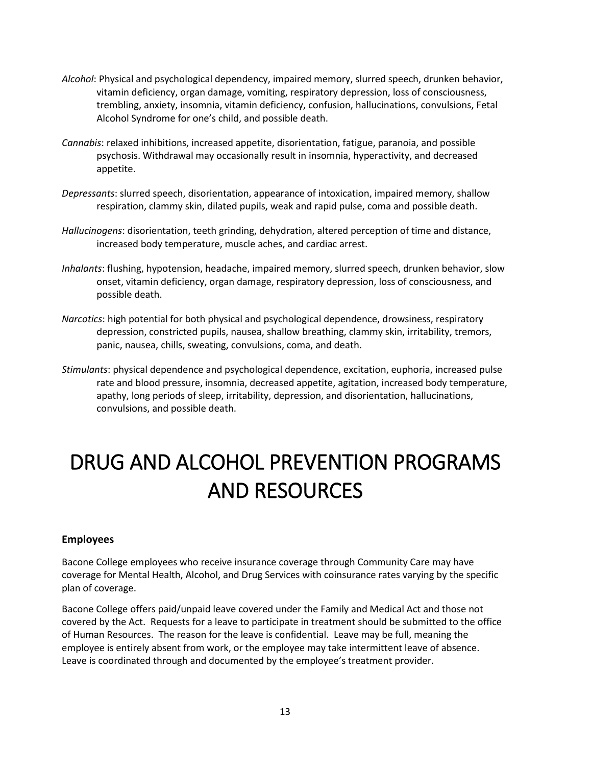*Alcohol*: Physical and psychological dependency, impaired memory, slurred speech, drunken behavior, vitamin deficiency, organ damage, vomiting, respiratory depression, loss of consciousness, trembling, anxiety, insomnia, vitamin deficiency, confusion, hallucinations, convulsions, Fetal Alcohol Syndrome for one's child, and possible death.

*Cannabis*: relaxed inhibitions, increased appetite, disorientation, fatigue, paranoia, and possible psychosis. Withdrawal may occasionally result in insomnia, hyperactivity, and decreased appetite.

*Depressants*: slurred speech, disorientation, appearance of intoxication, impaired memory, shallow respiration, clammy skin, dilated pupils, weak and rapid pulse, coma and possible death.

*Hallucinogens*: disorientation, teeth grinding, dehydration, altered perception of time and distance, increased body temperature, muscle aches, and cardiac arrest.

*Inhalants*: flushing, hypotension, headache, impaired memory, slurred speech, drunken behavior, slow onset, vitamin deficiency, organ damage, respiratory depression, loss of consciousness, and possible death.

*Narcotics*: high potential for both physical and psychological dependence, drowsiness, respiratory depression, constricted pupils, nausea, shallow breathing, clammy skin, irritability, tremors, panic, nausea, chills, sweating, convulsions, coma, and death.

*Stimulants*: physical dependence and psychological dependence, excitation, euphoria, increased pulse rate and blood pressure, insomnia, decreased appetite, agitation, increased body temperature, apathy, long periods of sleep, irritability, depression, and disorientation, hallucinations, convulsions, and possible death.

# DRUG AND ALCOHOL PREVENTION PROGRAMS AND RESOURCES

### Employees

Bacone College employees who receive insurance coverage through Community Care may have coverage for Mental Health, Alcohol, and Drug Services with coinsurance rates varying by the specific plan of coverage.

Bacone College offers paid/unpaid leave covered under the Family and Medical Act and those not covered by the Act. Requests for a leave to participate in treatment should be submitted to the office of Human Resources. The reason for the leave is confidential. Leave may be full, meaning the employee is entirely absent from work, or the employee may take intermittent leave of absence. Leave is coordinated through and documented by the employee's treatment provider.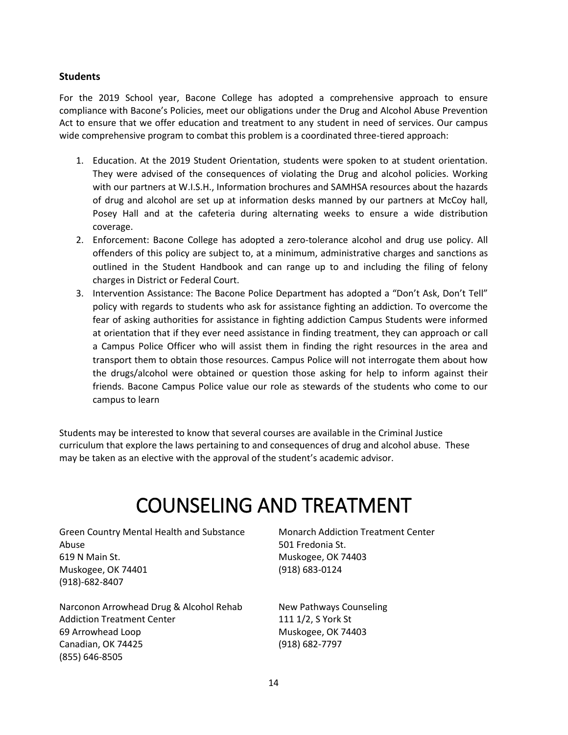**Students**

For the 2019 School year, Bacone College has adopted a comprehensive approach to ensure compliance with Bacone's Policies, meet our obligations under the Drug and Alcohol Abuse Prevention Act to ensure that we offer education and treatment to any student in need of services. Our campus wide comprehensive program to combat this problem is a coordinated three-tiered approach:

1. Education. At the 2019 Student Orientation, students were spoken to at student orientation. They were advised of the consequences of violating the Drug and alcohol policies. Working with our partners at W.I.S.H., Information brochures and SAMHSA resources about the hazards of drug and alcohol are set up at information desks manned by our partners at McCoy hall, Posey Hall and at the cafeteria during alternating weeks to ensure a wide distribution coverage.
2. Enforcement: Bacone College has adopted a zero-tolerance alcohol and drug use policy. All offenders of this policy are subject to, at a minimum, administrative charges and sanctions as outlined in the Student Handbook and can range up to and including the filing of felony charges in District or Federal Court.
3. Intervention Assistance: The Bacone Police Department has adopted a "Don't Ask, Don't Tell" policy with regards to students who ask for assistance fighting an addiction. To overcome the fear of asking authorities for assistance in fighting addiction Campus Students were informed at orientation that if they ever need assistance in finding treatment, they can approach or call a Campus Police Officer who will assist them in finding the right resources in the area and transport them to obtain those resources. Campus Police will not interrogate them about how the drugs/alcohol were obtained or question those asking for help to inform against their friends. Bacone Campus Police value our role as stewards of the students who come to our campus to learn

Students may be interested to know that several courses are available in the Criminal Justice curriculum that explore the laws pertaining to and consequences of drug and alcohol abuse. These may be taken as an elective with the approval of the student's academic advisor.

# COUNSELING AND TREATMENT

Green Country Mental Health and Substance Abuse
619 N Main St.
Muskogee, OK 74401
(918)-682-8407

Monarch Addiction Treatment Center
501 Fredonia St.
Muskogee, OK 74403
(918) 683-0124

Narconon Arrowhead Drug & Alcohol Rehab Addiction Treatment Center
69 Arrowhead Loop
Canadian, OK 74425
(855) 646-8505

New Pathways Counseling
111 1/2, S York St
Muskogee, OK 74403
(918) 682-7797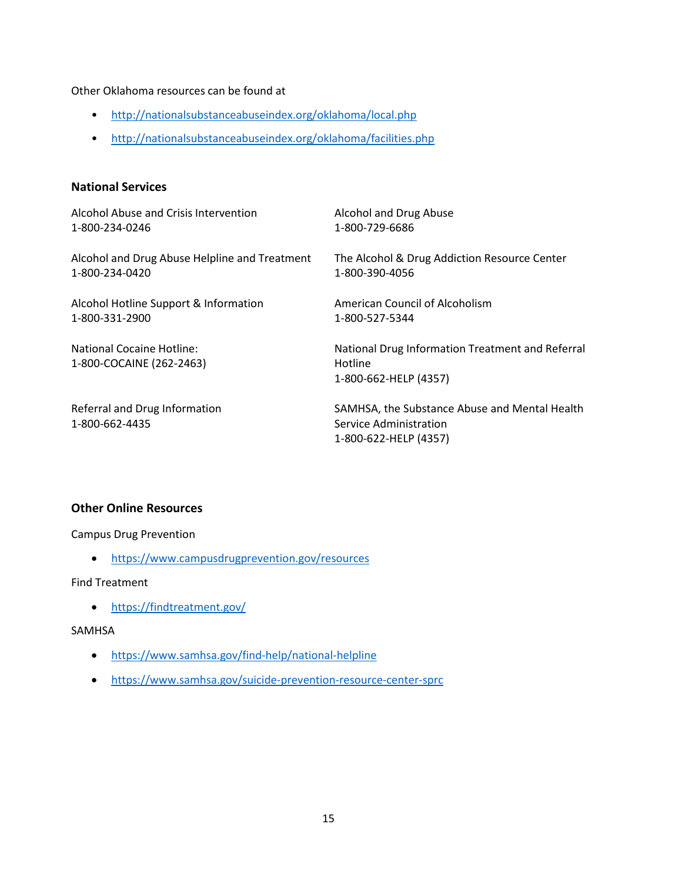Other Oklahoma resources can be found at

- http://nationalsubstanceabuseindex.org/oklahoma/local.php
- http://nationalsubstanceabuseindex.org/oklahoma/facilities.php

### National Services

Alcohol Abuse and Crisis Intervention
1-800-234-0246

Alcohol and Drug Abuse
1-800-729-6686

Alcohol and Drug Abuse Helpline and Treatment
1-800-234-0420

The Alcohol & Drug Addiction Resource Center
1-800-390-4056

Alcohol Hotline Support & Information
1-800-331-2900

American Council of Alcoholism
1-800-527-5344

National Cocaine Hotline:
1-800-COCAINE (262-2463)

National Drug Information Treatment and Referral Hotline
1-800-662-HELP (4357)

Referral and Drug Information
1-800-662-4435

SAMHSA, the Substance Abuse and Mental Health Service Administration
1-800-622-HELP (4357)

### Other Online Resources

Campus Drug Prevention

- https://www.campusdrugprevention.gov/resources

Find Treatment

- https://findtreatment.gov/

SAMHSA

- https://www.samhsa.gov/find-help/national-helpline
- https://www.samhsa.gov/suicide-prevention-resource-center-sprc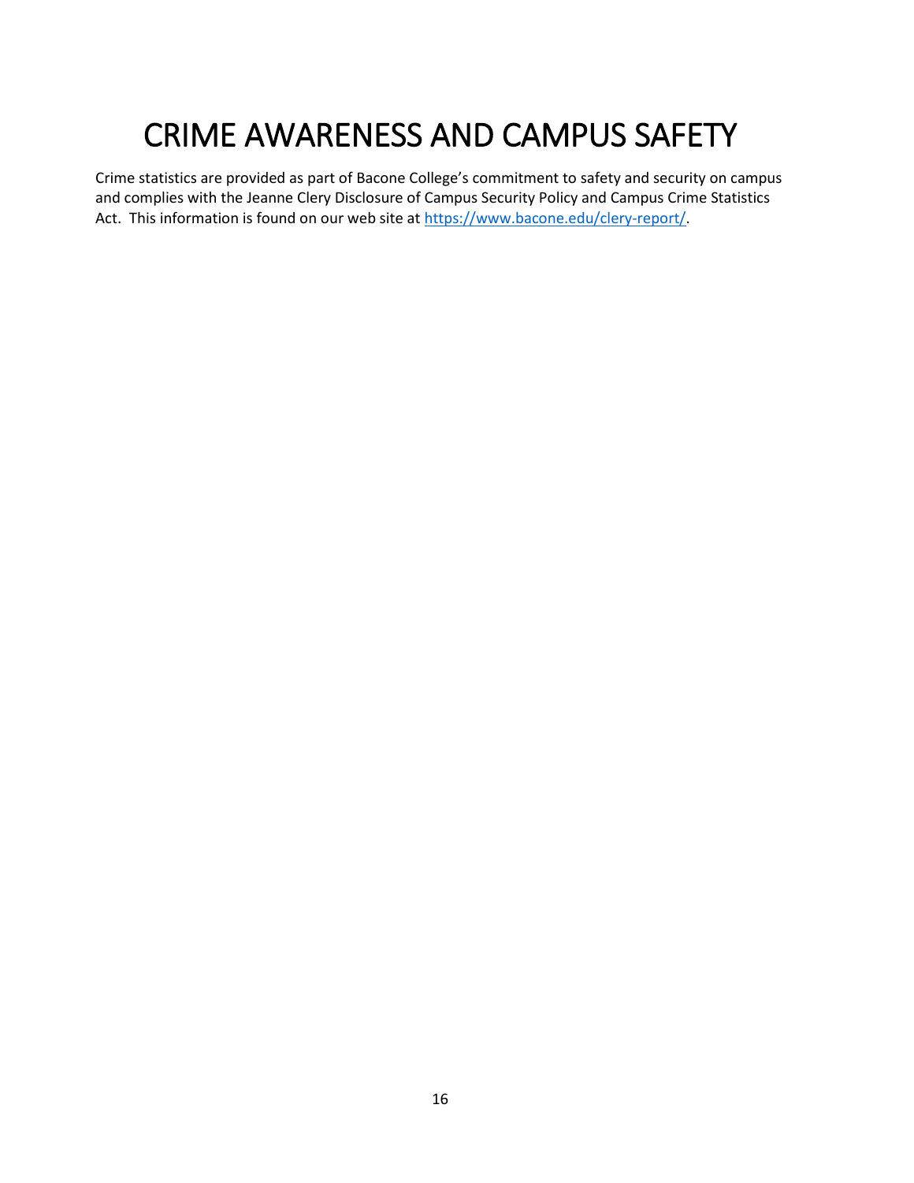# CRIME AWARENESS AND CAMPUS SAFETY

Crime statistics are provided as part of Bacone College's commitment to safety and security on campus and complies with the Jeanne Clery Disclosure of Campus Security Policy and Campus Crime Statistics Act. This information is found on our web site at https://www.bacone.edu/clery-report/.